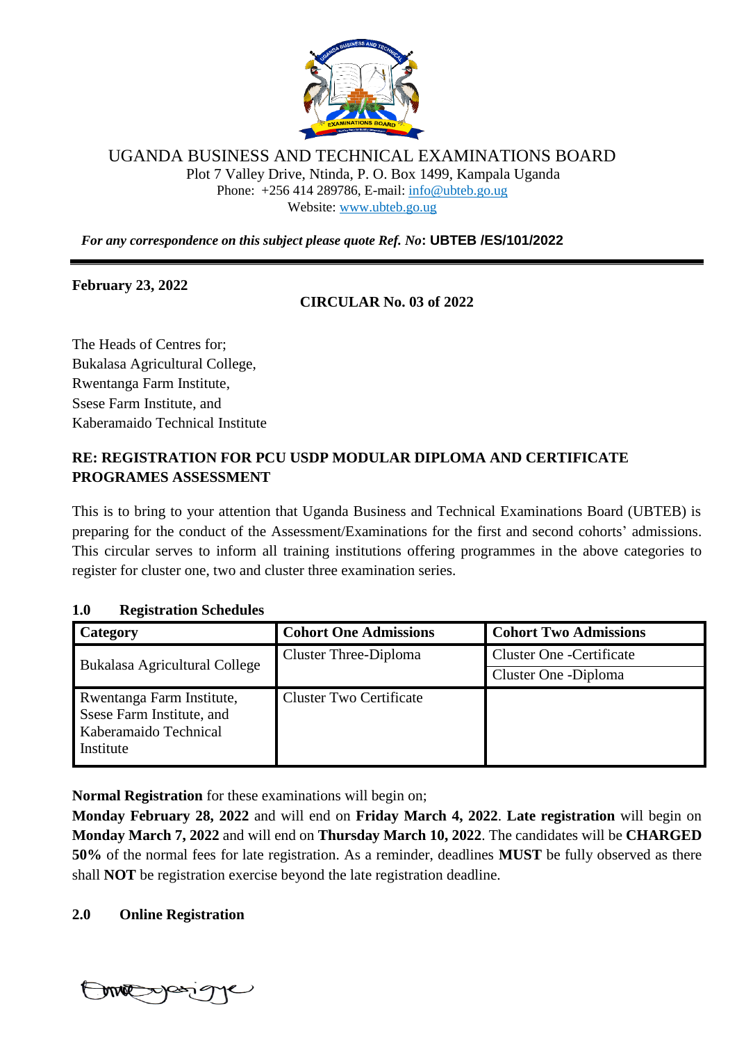UGANDA BUSINESS AND TECHNICAL EXAMINATIONS BOARD
Plot 7 Valley Drive, Ntinda, P. O. Box 1499, Kampala Uganda
Phone: +256 414 289786, E-mail: info@ubteb.go.ug
Website: www.ubteb.go.ug

***For any correspondence on this subject please quote Ref. No*: UBTEB /ES/101/2022**

---

**February 23, 2022**

**CIRCULAR No. 03 of 2022**

The Heads of Centres for;
Bukalasa Agricultural College,
Rwentanga Farm Institute,
Ssese Farm Institute, and
Kaberamaido Technical Institute

**RE: REGISTRATION FOR PCU USDP MODULAR DIPLOMA AND CERTIFICATE PROGRAMES ASSESSMENT**

This is to bring to your attention that Uganda Business and Technical Examinations Board (UBTEB) is preparing for the conduct of the Assessment/Examinations for the first and second cohorts' admissions. This circular serves to inform all training institutions offering programmes in the above categories to register for cluster one, two and cluster three examination series.

## 1.0 Registration Schedules

| Category | Cohort One Admissions | Cohort Two Admissions |
|---|---|---|
| Bukalasa Agricultural College | Cluster Three-Diploma | Cluster One -Certificate |
| | | Cluster One -Diploma |
| Rwentanga Farm Institute, Ssese Farm Institute, and Kaberamaido Technical Institute | Cluster Two Certificate | |

**Normal Registration** for these examinations will begin on;
**Monday February 28, 2022** and will end on **Friday March 4, 2022**. **Late registration** will begin on **Monday March 7, 2022** and will end on **Thursday March 10, 2022**. The candidates will be **CHARGED 50%** of the normal fees for late registration. As a reminder, deadlines **MUST** be fully observed as there shall **NOT** be registration exercise beyond the late registration deadline.

## 2.0 Online Registration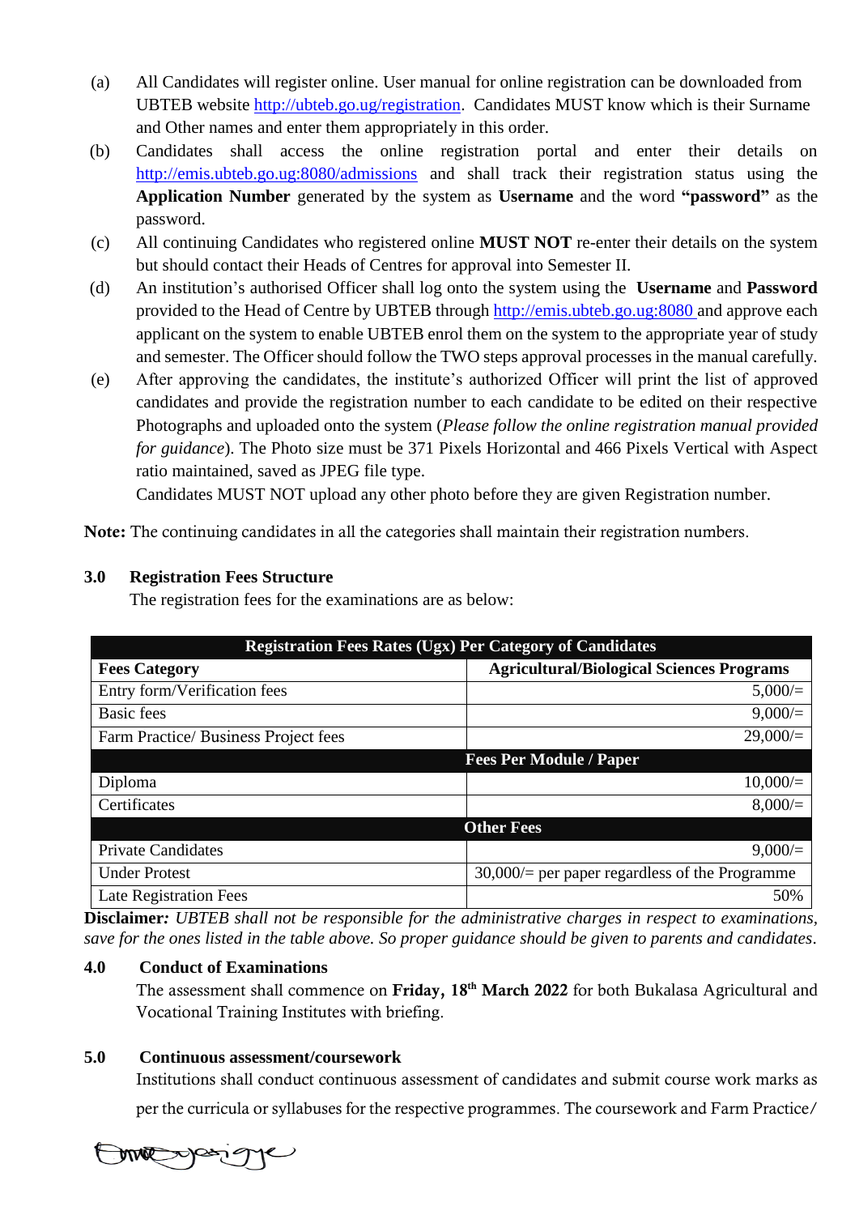(a) All Candidates will register online. User manual for online registration can be downloaded from UBTEB website http://ubteb.go.ug/registration. Candidates MUST know which is their Surname and Other names and enter them appropriately in this order.

(b) Candidates shall access the online registration portal and enter their details on http://emis.ubteb.go.ug:8080/admissions and shall track their registration status using the **Application Number** generated by the system as **Username** and the word **"password"** as the password.

(c) All continuing Candidates who registered online **MUST NOT** re-enter their details on the system but should contact their Heads of Centres for approval into Semester II.

(d) An institution's authorised Officer shall log onto the system using the **Username** and **Password** provided to the Head of Centre by UBTEB through http://emis.ubteb.go.ug:8080 and approve each applicant on the system to enable UBTEB enrol them on the system to the appropriate year of study and semester. The Officer should follow the TWO steps approval processes in the manual carefully.

(e) After approving the candidates, the institute's authorized Officer will print the list of approved candidates and provide the registration number to each candidate to be edited on their respective Photographs and uploaded onto the system (*Please follow the online registration manual provided for guidance*). The Photo size must be 371 Pixels Horizontal and 466 Pixels Vertical with Aspect ratio maintained, saved as JPEG file type.

Candidates MUST NOT upload any other photo before they are given Registration number.

**Note:** The continuing candidates in all the categories shall maintain their registration numbers.

## 3.0 Registration Fees Structure

The registration fees for the examinations are as below:

| **Registration Fees Rates (Ugx) Per Category of Candidates** | |
|---|---|
| **Fees Category** | **Agricultural/Biological Sciences Programs** |
| Entry form/Verification fees | 5,000/= |
| Basic fees | 9,000/= |
| Farm Practice/ Business Project fees | 29,000/= |
| **Fees Per Module / Paper** | |
| Diploma | 10,000/= |
| Certificates | 8,000/= |
| **Other Fees** | |
| Private Candidates | 9,000/= |
| Under Protest | 30,000/= per paper regardless of the Programme |
| Late Registration Fees | 50% |

**Disclaimer***: UBTEB shall not be responsible for the administrative charges in respect to examinations, save for the ones listed in the table above. So proper guidance should be given to parents and candidates*.

## 4.0 Conduct of Examinations

The assessment shall commence on **Friday, 18th March 2022** for both Bukalasa Agricultural and Vocational Training Institutes with briefing.

## 5.0 Continuous assessment/coursework

Institutions shall conduct continuous assessment of candidates and submit course work marks as per the curricula or syllabuses for the respective programmes. The coursework and Farm Practice/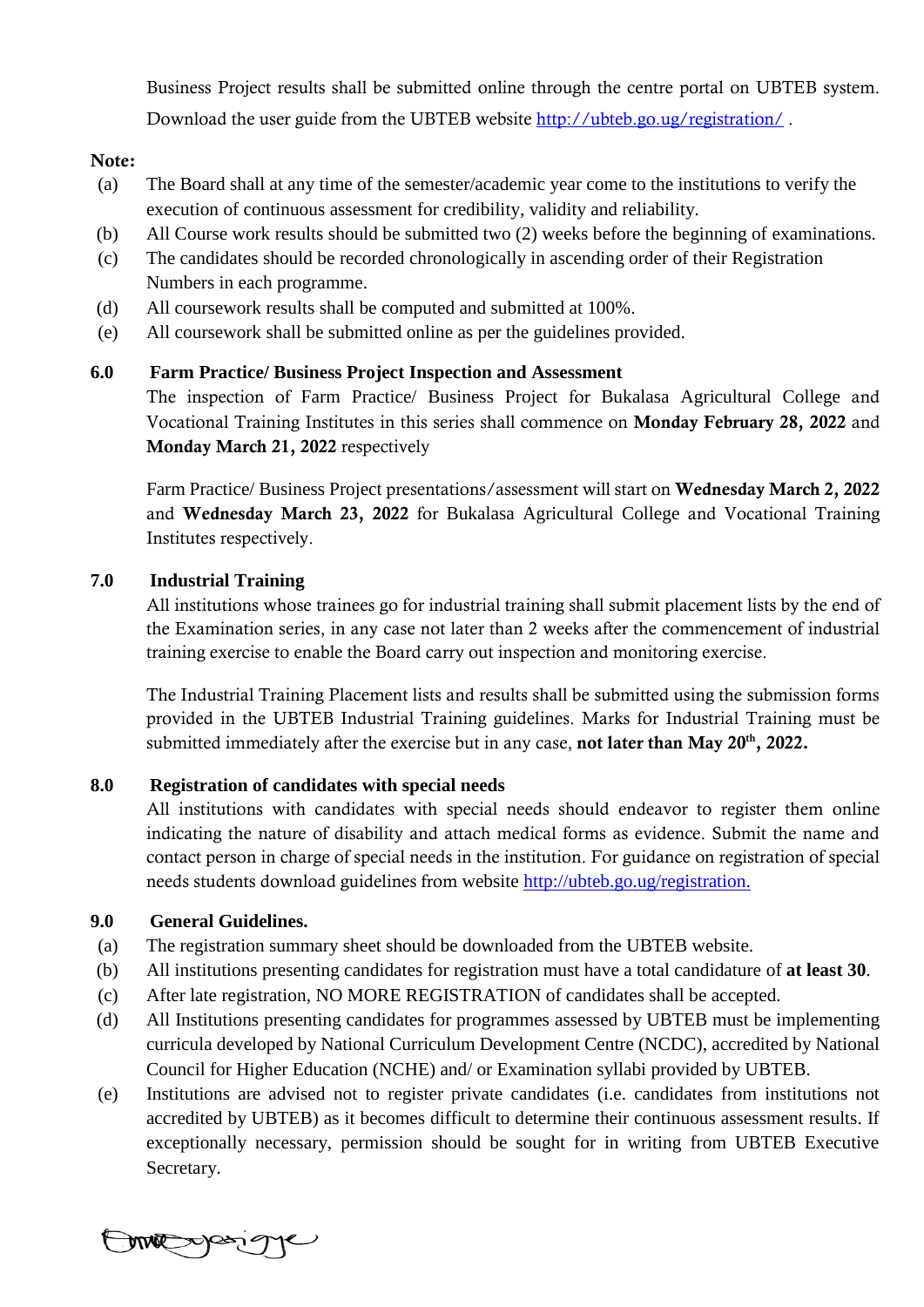Business Project results shall be submitted online through the centre portal on UBTEB system. Download the user guide from the UBTEB website http://ubteb.go.ug/registration/ .

**Note:**

(a) The Board shall at any time of the semester/academic year come to the institutions to verify the execution of continuous assessment for credibility, validity and reliability.

(b) All Course work results should be submitted two (2) weeks before the beginning of examinations.

(c) The candidates should be recorded chronologically in ascending order of their Registration Numbers in each programme.

(d) All coursework results shall be computed and submitted at 100%.

(e) All coursework shall be submitted online as per the guidelines provided.

## 6.0 Farm Practice/ Business Project Inspection and Assessment

The inspection of Farm Practice/ Business Project for Bukalasa Agricultural College and Vocational Training Institutes in this series shall commence on **Monday February 28, 2022** and **Monday March 21, 2022** respectively

Farm Practice/ Business Project presentations/assessment will start on **Wednesday March 2, 2022** and **Wednesday March 23, 2022** for Bukalasa Agricultural College and Vocational Training Institutes respectively.

## 7.0 Industrial Training

All institutions whose trainees go for industrial training shall submit placement lists by the end of the Examination series, in any case not later than 2 weeks after the commencement of industrial training exercise to enable the Board carry out inspection and monitoring exercise.

The Industrial Training Placement lists and results shall be submitted using the submission forms provided in the UBTEB Industrial Training guidelines. Marks for Industrial Training must be submitted immediately after the exercise but in any case, **not later than May 20th, 2022.**

## 8.0 Registration of candidates with special needs

All institutions with candidates with special needs should endeavor to register them online indicating the nature of disability and attach medical forms as evidence. Submit the name and contact person in charge of special needs in the institution. For guidance on registration of special needs students download guidelines from website http://ubteb.go.ug/registration.

## 9.0 General Guidelines.

(a) The registration summary sheet should be downloaded from the UBTEB website.

(b) All institutions presenting candidates for registration must have a total candidature of **at least 30**.

(c) After late registration, NO MORE REGISTRATION of candidates shall be accepted.

(d) All Institutions presenting candidates for programmes assessed by UBTEB must be implementing curricula developed by National Curriculum Development Centre (NCDC), accredited by National Council for Higher Education (NCHE) and/ or Examination syllabi provided by UBTEB.

(e) Institutions are advised not to register private candidates (i.e. candidates from institutions not accredited by UBTEB) as it becomes difficult to determine their continuous assessment results. If exceptionally necessary, permission should be sought for in writing from UBTEB Executive Secretary.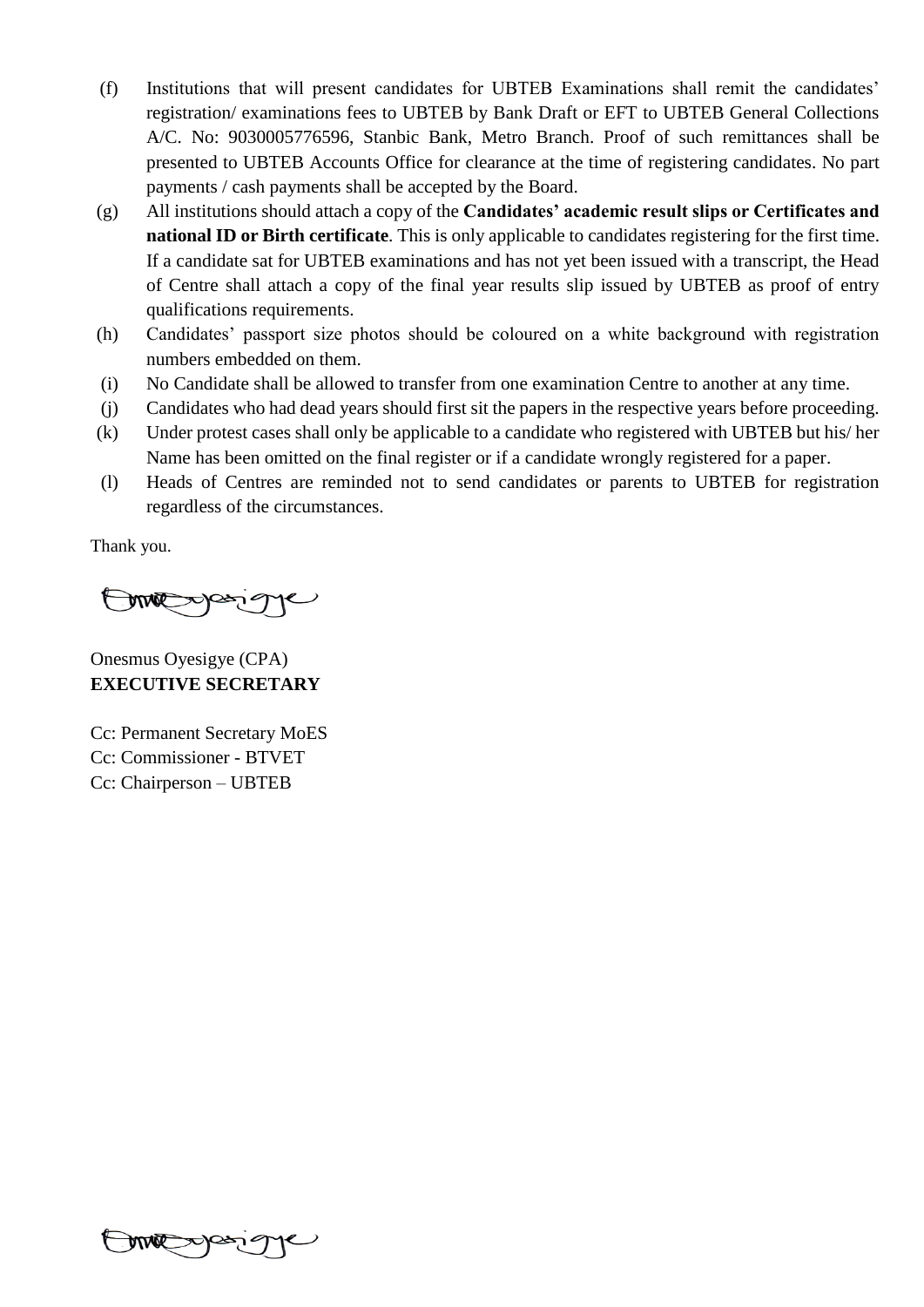(f) Institutions that will present candidates for UBTEB Examinations shall remit the candidates' registration/ examinations fees to UBTEB by Bank Draft or EFT to UBTEB General Collections A/C. No: 9030005776596, Stanbic Bank, Metro Branch. Proof of such remittances shall be presented to UBTEB Accounts Office for clearance at the time of registering candidates. No part payments / cash payments shall be accepted by the Board.

(g) All institutions should attach a copy of the **Candidates' academic result slips or Certificates and national ID or Birth certificate**. This is only applicable to candidates registering for the first time. If a candidate sat for UBTEB examinations and has not yet been issued with a transcript, the Head of Centre shall attach a copy of the final year results slip issued by UBTEB as proof of entry qualifications requirements.

(h) Candidates' passport size photos should be coloured on a white background with registration numbers embedded on them.

(i) No Candidate shall be allowed to transfer from one examination Centre to another at any time.

(j) Candidates who had dead years should first sit the papers in the respective years before proceeding.

(k) Under protest cases shall only be applicable to a candidate who registered with UBTEB but his/ her Name has been omitted on the final register or if a candidate wrongly registered for a paper.

(l) Heads of Centres are reminded not to send candidates or parents to UBTEB for registration regardless of the circumstances.

Thank you.

Onesmus Oyesigye (CPA)
**EXECUTIVE SECRETARY**

Cc: Permanent Secretary MoES
Cc: Commissioner - BTVET
Cc: Chairperson – UBTEB